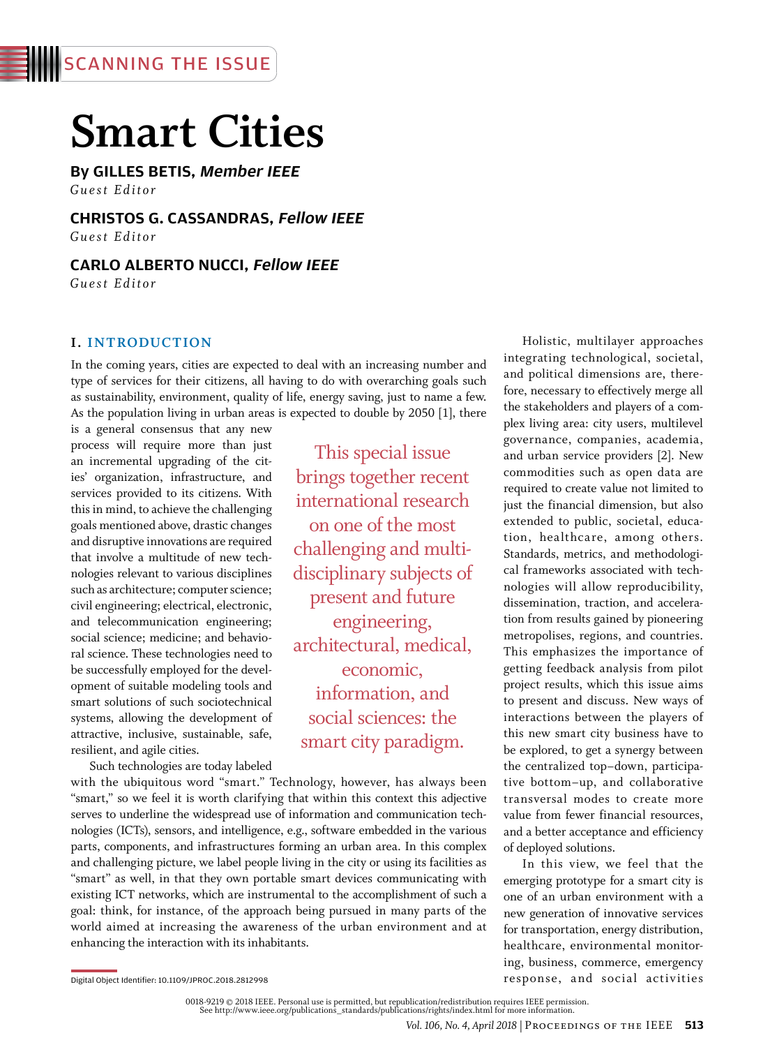SCANNING THE ISSUE

# Smart Cities

**By GILLES BETIS,** ***Member IEEE***
*Guest Editor*

**CHRISTOS G. CASSANDRAS,** ***Fellow IEEE***
*Guest Editor*

**CARLO ALBERTO NUCCI,** ***Fellow IEEE***
*Guest Editor*

## I. INTRODUCTION

In the coming years, cities are expected to deal with an increasing number and type of services for their citizens, all having to do with overarching goals such as sustainability, environment, quality of life, energy saving, just to name a few. As the population living in urban areas is expected to double by 2050 [1], there is a general consensus that any new process will require more than just an incremental upgrading of the cities' organization, infrastructure, and services provided to its citizens. With this in mind, to achieve the challenging goals mentioned above, drastic changes and disruptive innovations are required that involve a multitude of new technologies relevant to various disciplines such as architecture; computer science; civil engineering; electrical, electronic, and telecommunication engineering; social science; medicine; and behavioral science. These technologies need to be successfully employed for the development of suitable modeling tools and smart solutions of such sociotechnical systems, allowing the development of attractive, inclusive, sustainable, safe, resilient, and agile cities.

> This special issue brings together recent international research on one of the most challenging and multidisciplinary subjects of present and future engineering, architectural, medical, economic, information, and social sciences: the smart city paradigm.

Such technologies are today labeled with the ubiquitous word "smart." Technology, however, has always been "smart," so we feel it is worth clarifying that within this context this adjective serves to underline the widespread use of information and communication technologies (ICTs), sensors, and intelligence, e.g., software embedded in the various parts, components, and infrastructures forming an urban area. In this complex and challenging picture, we label people living in the city or using its facilities as "smart" as well, in that they own portable smart devices communicating with existing ICT networks, which are instrumental to the accomplishment of such a goal: think, for instance, of the approach being pursued in many parts of the world aimed at increasing the awareness of the urban environment and at enhancing the interaction with its inhabitants.

Holistic, multilayer approaches integrating technological, societal, and political dimensions are, therefore, necessary to effectively merge all the stakeholders and players of a complex living area: city users, multilevel governance, companies, academia, and urban service providers [2]. New commodities such as open data are required to create value not limited to just the financial dimension, but also extended to public, societal, education, healthcare, among others. Standards, metrics, and methodological frameworks associated with technologies will allow reproducibility, dissemination, traction, and acceleration from results gained by pioneering metropolises, regions, and countries. This emphasizes the importance of getting feedback analysis from pilot project results, which this issue aims to present and discuss. New ways of interactions between the players of this new smart city business have to be explored, to get a synergy between the centralized top–down, participative bottom–up, and collaborative transversal modes to create more value from fewer financial resources, and a better acceptance and efficiency of deployed solutions.

In this view, we feel that the emerging prototype for a smart city is one of an urban environment with a new generation of innovative services for transportation, energy distribution, healthcare, environmental monitoring, business, commerce, emergency response, and social activities

Digital Object Identifier: 10.1109/JPROC.2018.2812998

0018-9219 © 2018 IEEE. Personal use is permitted, but republication/redistribution requires IEEE permission. See http://www.ieee.org/publications_standards/publications/rights/index.html for more information.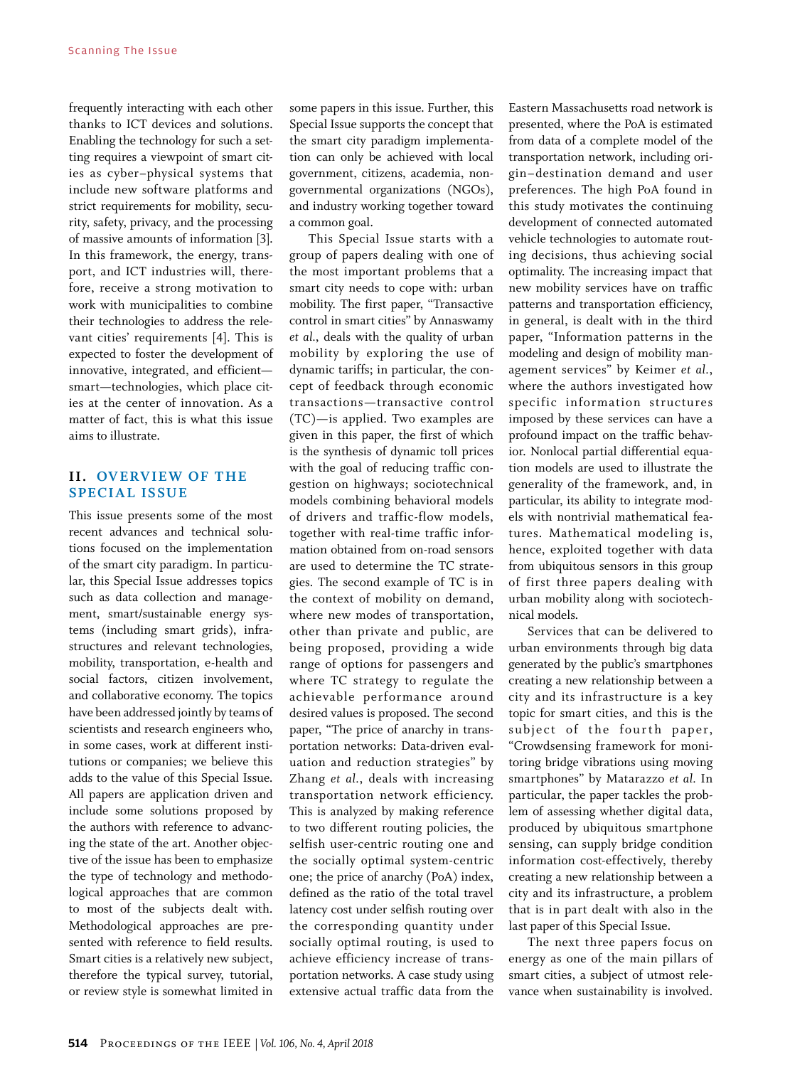frequently interacting with each other thanks to ICT devices and solutions. Enabling the technology for such a setting requires a viewpoint of smart cities as cyber–physical systems that include new software platforms and strict requirements for mobility, security, safety, privacy, and the processing of massive amounts of information [3]. In this framework, the energy, transport, and ICT industries will, therefore, receive a strong motivation to work with municipalities to combine their technologies to address the relevant cities' requirements [4]. This is expected to foster the development of innovative, integrated, and efficient—smart—technologies, which place cities at the center of innovation. As a matter of fact, this is what this issue aims to illustrate.

## II. OVERVIEW OF THE SPECIAL ISSUE

This issue presents some of the most recent advances and technical solutions focused on the implementation of the smart city paradigm. In particular, this Special Issue addresses topics such as data collection and management, smart/sustainable energy systems (including smart grids), infrastructures and relevant technologies, mobility, transportation, e-health and social factors, citizen involvement, and collaborative economy. The topics have been addressed jointly by teams of scientists and research engineers who, in some cases, work at different institutions or companies; we believe this adds to the value of this Special Issue. All papers are application driven and include some solutions proposed by the authors with reference to advancing the state of the art. Another objective of the issue has been to emphasize the type of technology and methodological approaches that are common to most of the subjects dealt with. Methodological approaches are presented with reference to field results. Smart cities is a relatively new subject, therefore the typical survey, tutorial, or review style is somewhat limited in some papers in this issue. Further, this Special Issue supports the concept that the smart city paradigm implementation can only be achieved with local government, citizens, academia, nongovernmental organizations (NGOs), and industry working together toward a common goal.

This Special Issue starts with a group of papers dealing with one of the most important problems that a smart city needs to cope with: urban mobility. The first paper, "Transactive control in smart cities" by Annaswamy *et al.*, deals with the quality of urban mobility by exploring the use of dynamic tariffs; in particular, the concept of feedback through economic transactions—transactive control (TC)—is applied. Two examples are given in this paper, the first of which is the synthesis of dynamic toll prices with the goal of reducing traffic congestion on highways; sociotechnical models combining behavioral models of drivers and traffic-flow models, together with real-time traffic information obtained from on-road sensors are used to determine the TC strategies. The second example of TC is in the context of mobility on demand, where new modes of transportation, other than private and public, are being proposed, providing a wide range of options for passengers and where TC strategy to regulate the achievable performance around desired values is proposed. The second paper, "The price of anarchy in transportation networks: Data-driven evaluation and reduction strategies" by Zhang *et al.*, deals with increasing transportation network efficiency. This is analyzed by making reference to two different routing policies, the selfish user-centric routing one and the socially optimal system-centric one; the price of anarchy (PoA) index, defined as the ratio of the total travel latency cost under selfish routing over the corresponding quantity under socially optimal routing, is used to achieve efficiency increase of transportation networks. A case study using extensive actual traffic data from the Eastern Massachusetts road network is presented, where the PoA is estimated from data of a complete model of the transportation network, including origin–destination demand and user preferences. The high PoA found in this study motivates the continuing development of connected automated vehicle technologies to automate routing decisions, thus achieving social optimality. The increasing impact that new mobility services have on traffic patterns and transportation efficiency, in general, is dealt with in the third paper, "Information patterns in the modeling and design of mobility management services" by Keimer *et al.*, where the authors investigated how specific information structures imposed by these services can have a profound impact on the traffic behavior. Nonlocal partial differential equation models are used to illustrate the generality of the framework, and, in particular, its ability to integrate models with nontrivial mathematical features. Mathematical modeling is, hence, exploited together with data from ubiquitous sensors in this group of first three papers dealing with urban mobility along with sociotechnical models.

Services that can be delivered to urban environments through big data generated by the public's smartphones creating a new relationship between a city and its infrastructure is a key topic for smart cities, and this is the subject of the fourth paper, "Crowdsensing framework for monitoring bridge vibrations using moving smartphones" by Matarazzo *et al.* In particular, the paper tackles the problem of assessing whether digital data, produced by ubiquitous smartphone sensing, can supply bridge condition information cost-effectively, thereby creating a new relationship between a city and its infrastructure, a problem that is in part dealt with also in the last paper of this Special Issue.

The next three papers focus on energy as one of the main pillars of smart cities, a subject of utmost relevance when sustainability is involved.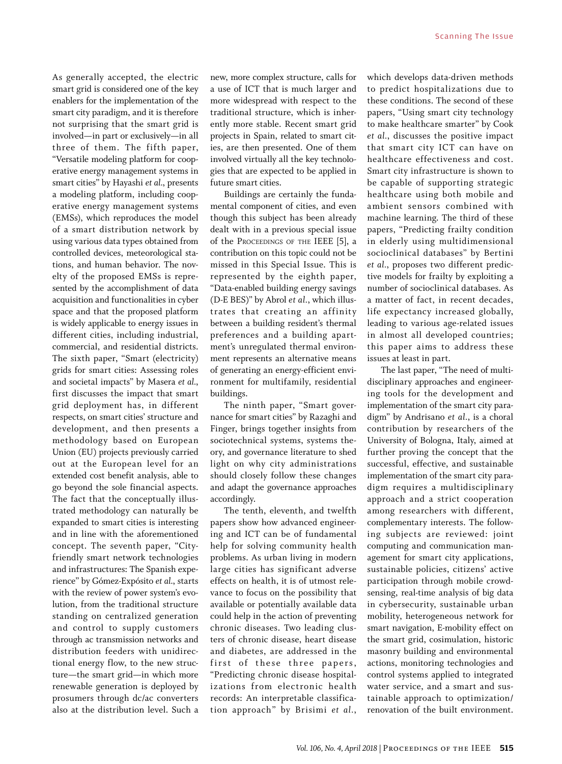As generally accepted, the electric smart grid is considered one of the key enablers for the implementation of the smart city paradigm, and it is therefore not surprising that the smart grid is involved—in part or exclusively—in all three of them. The fifth paper, "Versatile modeling platform for cooperative energy management systems in smart cities" by Hayashi *et al*., presents a modeling platform, including cooperative energy management systems (EMSs), which reproduces the model of a smart distribution network by using various data types obtained from controlled devices, meteorological stations, and human behavior. The novelty of the proposed EMSs is represented by the accomplishment of data acquisition and functionalities in cyber space and that the proposed platform is widely applicable to energy issues in different cities, including industrial, commercial, and residential districts. The sixth paper, "Smart (electricity) grids for smart cities: Assessing roles and societal impacts" by Masera *et al*., first discusses the impact that smart grid deployment has, in different respects, on smart cities' structure and development, and then presents a methodology based on European Union (EU) projects previously carried out at the European level for an extended cost benefit analysis, able to go beyond the sole financial aspects. The fact that the conceptually illustrated methodology can naturally be expanded to smart cities is interesting and in line with the aforementioned concept. The seventh paper, "City-friendly smart network technologies and infrastructures: The Spanish experience" by Gómez-Expósito *et al*., starts with the review of power system's evolution, from the traditional structure standing on centralized generation and control to supply customers through ac transmission networks and distribution feeders with unidirectional energy flow, to the new structure—the smart grid—in which more renewable generation is deployed by prosumers through dc/ac converters also at the distribution level. Such a new, more complex structure, calls for a use of ICT that is much larger and more widespread with respect to the traditional structure, which is inherently more stable. Recent smart grid projects in Spain, related to smart cities, are then presented. One of them involved virtually all the key technologies that are expected to be applied in future smart cities.

Buildings are certainly the fundamental component of cities, and even though this subject has been already dealt with in a previous special issue of the PROCEEDINGS OF THE IEEE [5], a contribution on this topic could not be missed in this Special Issue. This is represented by the eighth paper, "Data-enabled building energy savings (D-E BES)" by Abrol *et al*., which illustrates that creating an affinity between a building resident's thermal preferences and a building apartment's unregulated thermal environment represents an alternative means of generating an energy-efficient environment for multifamily, residential buildings.

The ninth paper, "Smart governance for smart cities" by Razaghi and Finger, brings together insights from sociotechnical systems, systems theory, and governance literature to shed light on why city administrations should closely follow these changes and adapt the governance approaches accordingly.

The tenth, eleventh, and twelfth papers show how advanced engineering and ICT can be of fundamental help for solving community health problems. As urban living in modern large cities has significant adverse effects on health, it is of utmost relevance to focus on the possibility that available or potentially available data could help in the action of preventing chronic diseases. Two leading clusters of chronic disease, heart disease and diabetes, are addressed in the first of these three papers, "Predicting chronic disease hospitalizations from electronic health records: An interpretable classification approach" by Brisimi *et al*., which develops data-driven methods to predict hospitalizations due to these conditions. The second of these papers, "Using smart city technology to make healthcare smarter" by Cook *et al*., discusses the positive impact that smart city ICT can have on healthcare effectiveness and cost. Smart city infrastructure is shown to be capable of supporting strategic healthcare using both mobile and ambient sensors combined with machine learning. The third of these papers, "Predicting frailty condition in elderly using multidimensional socioclinical databases" by Bertini *et al*., proposes two different predictive models for frailty by exploiting a number of socioclinical databases. As a matter of fact, in recent decades, life expectancy increased globally, leading to various age-related issues in almost all developed countries; this paper aims to address these issues at least in part.

The last paper, "The need of multidisciplinary approaches and engineering tools for the development and implementation of the smart city paradigm" by Andrisano *et al*., is a choral contribution by researchers of the University of Bologna, Italy, aimed at further proving the concept that the successful, effective, and sustainable implementation of the smart city paradigm requires a multidisciplinary approach and a strict cooperation among researchers with different, complementary interests. The following subjects are reviewed: joint computing and communication management for smart city applications, sustainable policies, citizens' active participation through mobile crowdsensing, real-time analysis of big data in cybersecurity, sustainable urban mobility, heterogeneous network for smart navigation, E-mobility effect on the smart grid, cosimulation, historic masonry building and environmental actions, monitoring technologies and control systems applied to integrated water service, and a smart and sustainable approach to optimization/renovation of the built environment.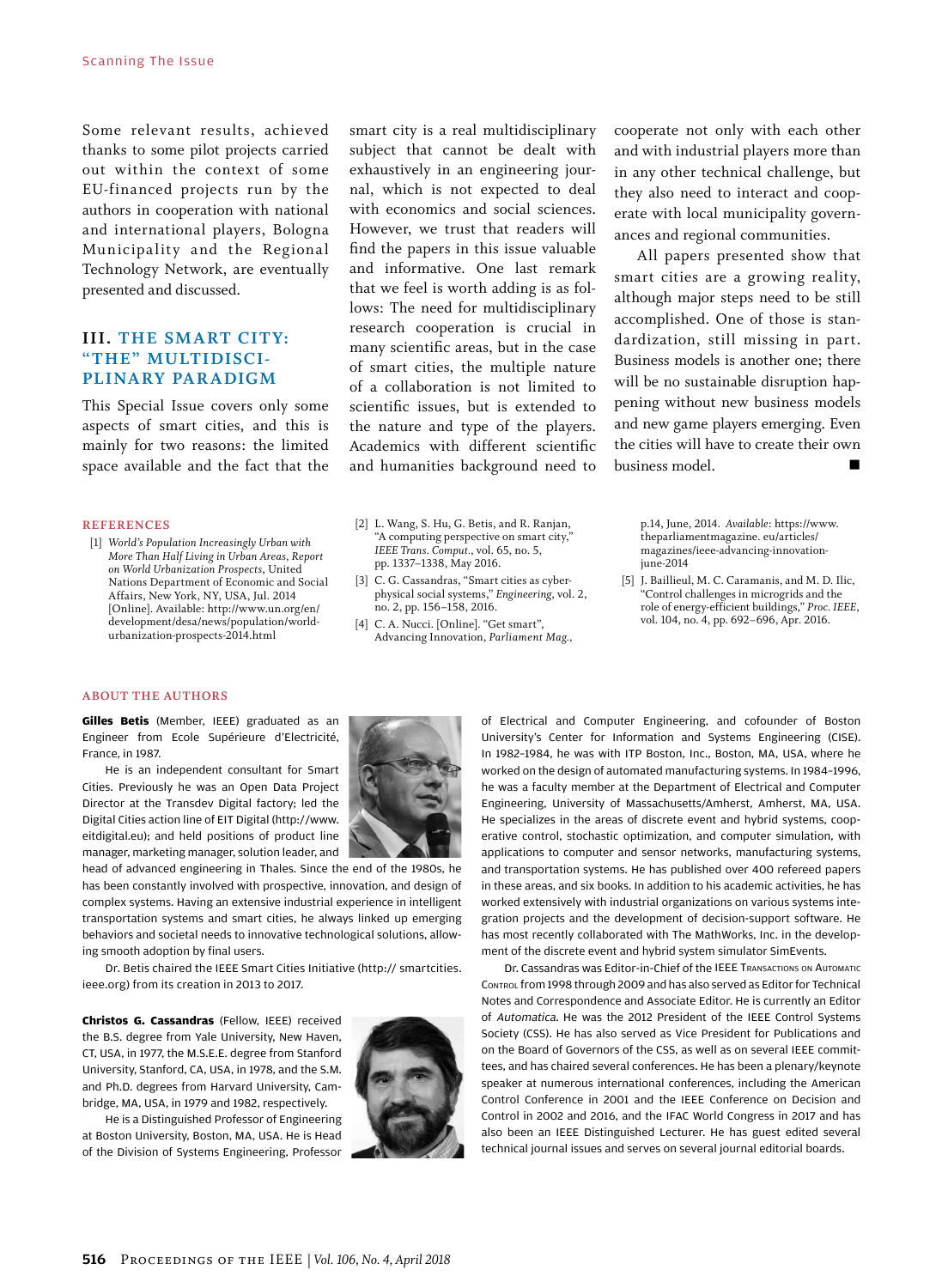Some relevant results, achieved thanks to some pilot projects carried out within the context of some EU-financed projects run by the authors in cooperation with national and international players, Bologna Municipality and the Regional Technology Network, are eventually presented and discussed.

## III. THE SMART CITY: "THE" MULTIDISCIPLINARY PARADIGM

This Special Issue covers only some aspects of smart cities, and this is mainly for two reasons: the limited space available and the fact that the smart city is a real multidisciplinary subject that cannot be dealt with exhaustively in an engineering journal, which is not expected to deal with economics and social sciences. However, we trust that readers will find the papers in this issue valuable and informative. One last remark that we feel is worth adding is as follows: The need for multidisciplinary research cooperation is crucial in many scientific areas, but in the case of smart cities, the multiple nature of a collaboration is not limited to scientific issues, but is extended to the nature and type of the players. Academics with different scientific and humanities background need to cooperate not only with each other and with industrial players more than in any other technical challenge, but they also need to interact and cooperate with local municipality governances and regional communities.

All papers presented show that smart cities are a growing reality, although major steps need to be still accomplished. One of those is standardization, still missing in part. Business models is another one; there will be no sustainable disruption happening without new business models and new game players emerging. Even the cities will have to create their own business model. ■

## REFERENCES

[1] *World's Population Increasingly Urban with More Than Half Living in Urban Areas, Report on World Urbanization Prospects*, United Nations Department of Economic and Social Affairs, New York, NY, USA, Jul. 2014 [Online]. Available: http://www.un.org/en/development/desa/news/population/world-urbanization-prospects-2014.html

[2] L. Wang, S. Hu, G. Betis, and R. Ranjan, "A computing perspective on smart city," *IEEE Trans. Comput.*, vol. 65, no. 5, pp. 1337–1338, May 2016.

[3] C. G. Cassandras, "Smart cities as cyber-physical social systems," *Engineering*, vol. 2, no. 2, pp. 156–158, 2016.

[4] C. A. Nucci. [Online]. "Get smart", Advancing Innovation, *Parliament Mag.*, p.14, June, 2014. *Available*: https://www.theparliamentmagazine.eu/articles/magazines/ieee-advancing-innovation-june-2014

[5] J. Baillieul, M. C. Caramanis, and M. D. Ilic, "Control challenges in microgrids and the role of energy-efficient buildings," *Proc. IEEE*, vol. 104, no. 4, pp. 692–696, Apr. 2016.

## ABOUT THE AUTHORS

**Gilles Betis** (Member, IEEE) graduated as an Engineer from Ecole Supérieure d'Electricité, France, in 1987.

He is an independent consultant for Smart Cities. Previously he was an Open Data Project Director at the Transdev Digital factory; led the Digital Cities action line of EIT Digital (http://www.eitdigital.eu); and held positions of product line manager, marketing manager, solution leader, and head of advanced engineering in Thales. Since the end of the 1980s, he has been constantly involved with prospective, innovation, and design of complex systems. Having an extensive industrial experience in intelligent transportation systems and smart cities, he always linked up emerging behaviors and societal needs to innovative technological solutions, allowing smooth adoption by final users.

Dr. Betis chaired the IEEE Smart Cities Initiative (http:// smartcities.ieee.org) from its creation in 2013 to 2017.

**Christos G. Cassandras** (Fellow, IEEE) received the B.S. degree from Yale University, New Haven, CT, USA, in 1977, the M.S.E.E. degree from Stanford University, Stanford, CA, USA, in 1978, and the S.M. and Ph.D. degrees from Harvard University, Cambridge, MA, USA, in 1979 and 1982, respectively.

He is a Distinguished Professor of Engineering at Boston University, Boston, MA, USA. He is Head of the Division of Systems Engineering, Professor of Electrical and Computer Engineering, and cofounder of Boston University's Center for Information and Systems Engineering (CISE). In 1982–1984, he was with ITP Boston, Inc., Boston, MA, USA, where he worked on the design of automated manufacturing systems. In 1984–1996, he was a faculty member at the Department of Electrical and Computer Engineering, University of Massachusetts/Amherst, Amherst, MA, USA. He specializes in the areas of discrete event and hybrid systems, cooperative control, stochastic optimization, and computer simulation, with applications to computer and sensor networks, manufacturing systems, and transportation systems. He has published over 400 refereed papers in these areas, and six books. In addition to his academic activities, he has worked extensively with industrial organizations on various systems integration projects and the development of decision-support software. He has most recently collaborated with The MathWorks, Inc. in the development of the discrete event and hybrid system simulator SimEvents.

Dr. Cassandras was Editor-in-Chief of the IEEE Transactions on Automatic Control from 1998 through 2009 and has also served as Editor for Technical Notes and Correspondence and Associate Editor. He is currently an Editor of *Automatica*. He was the 2012 President of the IEEE Control Systems Society (CSS). He has also served as Vice President for Publications and on the Board of Governors of the CSS, as well as on several IEEE committees, and has chaired several conferences. He has been a plenary/keynote speaker at numerous international conferences, including the American Control Conference in 2001 and the IEEE Conference on Decision and Control in 2002 and 2016, and the IFAC World Congress in 2017 and has also been an IEEE Distinguished Lecturer. He has guest edited several technical journal issues and serves on several journal editorial boards.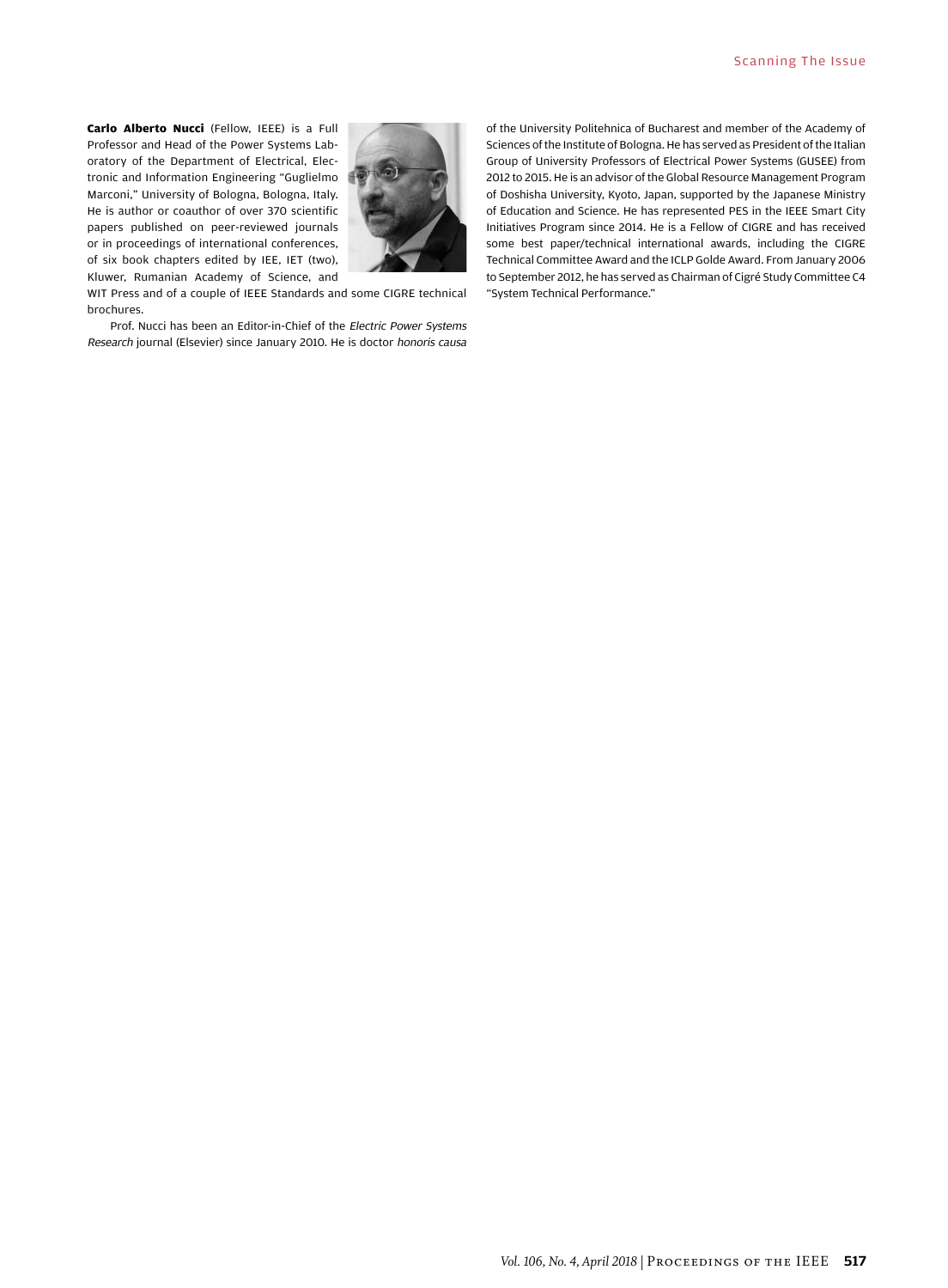**Carlo Alberto Nucci** (Fellow, IEEE) is a Full Professor and Head of the Power Systems Laboratory of the Department of Electrical, Electronic and Information Engineering "Guglielmo Marconi," University of Bologna, Bologna, Italy. He is author or coauthor of over 370 scientific papers published on peer-reviewed journals or in proceedings of international conferences, of six book chapters edited by IEE, IET (two), Kluwer, Rumanian Academy of Science, and WIT Press and of a couple of IEEE Standards and some CIGRE technical brochures.

Prof. Nucci has been an Editor-in-Chief of the *Electric Power Systems Research* journal (Elsevier) since January 2010. He is doctor *honoris causa* of the University Politehnica of Bucharest and member of the Academy of Sciences of the Institute of Bologna. He has served as President of the Italian Group of University Professors of Electrical Power Systems (GUSEE) from 2012 to 2015. He is an advisor of the Global Resource Management Program of Doshisha University, Kyoto, Japan, supported by the Japanese Ministry of Education and Science. He has represented PES in the IEEE Smart City Initiatives Program since 2014. He is a Fellow of CIGRE and has received some best paper/technical international awards, including the CIGRE Technical Committee Award and the ICLP Golde Award. From January 2006 to September 2012, he has served as Chairman of Cigré Study Committee C4 "System Technical Performance."